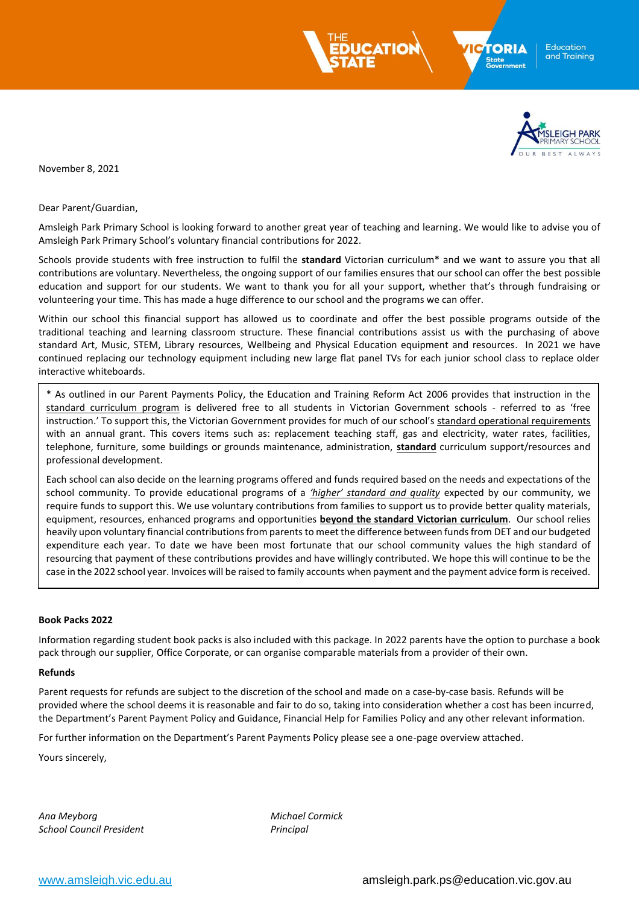November 8, 2021

Dear Parent/Guardian,

Amsleigh Park Primary School is looking forward to another great year of teaching and learning. We would like to advise you of Amsleigh Park Primary School's voluntary financial contributions for 2022.

Schools provide students with free instruction to fulfil the **standard** Victorian curriculum* and we want to assure you that all contributions are voluntary. Nevertheless, the ongoing support of our families ensures that our school can offer the best possible education and support for our students. We want to thank you for all your support, whether that's through fundraising or volunteering your time. This has made a huge difference to our school and the programs we can offer.

Within our school this financial support has allowed us to coordinate and offer the best possible programs outside of the traditional teaching and learning classroom structure. These financial contributions assist us with the purchasing of above standard Art, Music, STEM, Library resources, Wellbeing and Physical Education equipment and resources. In 2021 we have continued replacing our technology equipment including new large flat panel TVs for each junior school class to replace older interactive whiteboards.

> * As outlined in our Parent Payments Policy, the Education and Training Reform Act 2006 provides that instruction in the standard curriculum program is delivered free to all students in Victorian Government schools - referred to as 'free instruction.' To support this, the Victorian Government provides for much of our school's standard operational requirements with an annual grant. This covers items such as: replacement teaching staff, gas and electricity, water rates, facilities, telephone, furniture, some buildings or grounds maintenance, administration, **standard** curriculum support/resources and professional development.
>
> Each school can also decide on the learning programs offered and funds required based on the needs and expectations of the school community. To provide educational programs of a *'higher' standard and quality* expected by our community, we require funds to support this. We use voluntary contributions from families to support us to provide better quality materials, equipment, resources, enhanced programs and opportunities **beyond the standard Victorian curriculum**. Our school relies heavily upon voluntary financial contributions from parents to meet the difference between funds from DET and our budgeted expenditure each year. To date we have been most fortunate that our school community values the high standard of resourcing that payment of these contributions provides and have willingly contributed. We hope this will continue to be the case in the 2022 school year. Invoices will be raised to family accounts when payment and the payment advice form is received.

**Book Packs 2022**

Information regarding student book packs is also included with this package. In 2022 parents have the option to purchase a book pack through our supplier, Office Corporate, or can organise comparable materials from a provider of their own.

**Refunds**

Parent requests for refunds are subject to the discretion of the school and made on a case-by-case basis. Refunds will be provided where the school deems it is reasonable and fair to do so, taking into consideration whether a cost has been incurred, the Department's Parent Payment Policy and Guidance, Financial Help for Families Policy and any other relevant information.

For further information on the Department's Parent Payments Policy please see a one-page overview attached.

Yours sincerely,

*Ana Meyborg*
*School Council President*

*Michael Cormick*
*Principal*

www.amsleigh.vic.edu.au amsleigh.park.ps@education.vic.gov.au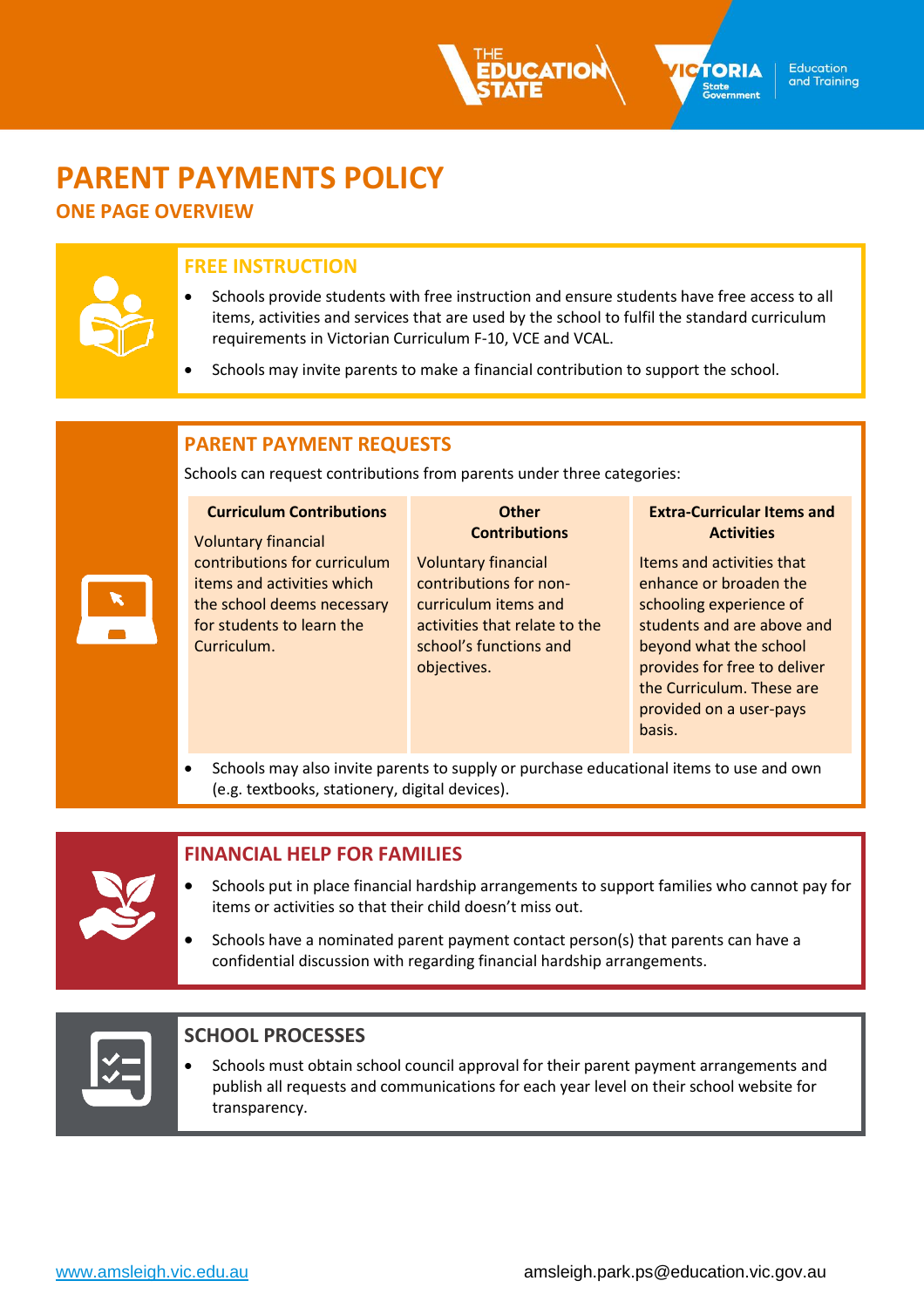# PARENT PAYMENTS POLICY

## ONE PAGE OVERVIEW

### FREE INSTRUCTION

- Schools provide students with free instruction and ensure students have free access to all items, activities and services that are used by the school to fulfil the standard curriculum requirements in Victorian Curriculum F-10, VCE and VCAL.
- Schools may invite parents to make a financial contribution to support the school.

### PARENT PAYMENT REQUESTS

Schools can request contributions from parents under three categories:

| Curriculum Contributions | Other Contributions | Extra-Curricular Items and Activities |
|---|---|---|
| Voluntary financial contributions for curriculum items and activities which the school deems necessary for students to learn the Curriculum. | Voluntary financial contributions for non-curriculum items and activities that relate to the school's functions and objectives. | Items and activities that enhance or broaden the schooling experience of students and are above and beyond what the school provides for free to deliver the Curriculum. These are provided on a user-pays basis. |

- Schools may also invite parents to supply or purchase educational items to use and own (e.g. textbooks, stationery, digital devices).

### FINANCIAL HELP FOR FAMILIES

- Schools put in place financial hardship arrangements to support families who cannot pay for items or activities so that their child doesn't miss out.
- Schools have a nominated parent payment contact person(s) that parents can have a confidential discussion with regarding financial hardship arrangements.

### SCHOOL PROCESSES

- Schools must obtain school council approval for their parent payment arrangements and publish all requests and communications for each year level on their school website for transparency.

www.amsleigh.vic.edu.au amsleigh.park.ps@education.vic.gov.au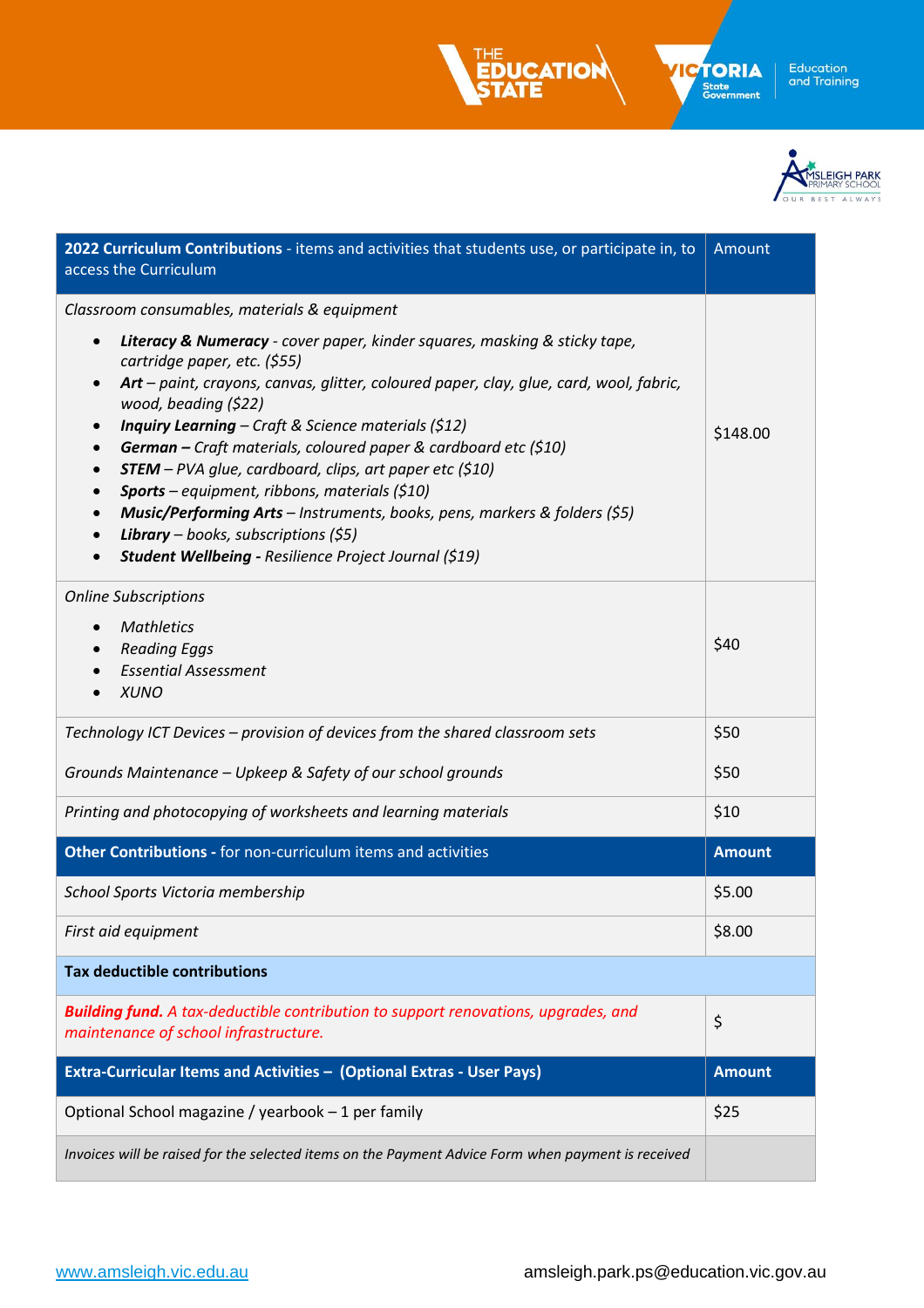| **2022 Curriculum Contributions** - items and activities that students use, or participate in, to access the Curriculum | Amount |
|---|---|
| *Classroom consumables, materials & equipment*<br>• ***Literacy & Numeracy*** *- cover paper, kinder squares, masking & sticky tape, cartridge paper, etc. ($55)*<br>• ***Art*** *– paint, crayons, canvas, glitter, coloured paper, clay, glue, card, wool, fabric, wood, beading ($22)*<br>• ***Inquiry Learning*** *– Craft & Science materials ($12)*<br>• ***German –*** *Craft materials, coloured paper & cardboard etc ($10)*<br>• ***STEM*** *– PVA glue, cardboard, clips, art paper etc ($10)*<br>• ***Sports*** *– equipment, ribbons, materials ($10)*<br>• ***Music/Performing Arts*** *– Instruments, books, pens, markers & folders ($5)*<br>• ***Library*** *– books, subscriptions ($5)*<br>• ***Student Wellbeing -*** *Resilience Project Journal ($19)* | $148.00 |
| *Online Subscriptions*<br>• *Mathletics*<br>• *Reading Eggs*<br>• *Essential Assessment*<br>• *XUNO* | $40 |
| *Technology ICT Devices – provision of devices from the shared classroom sets*<br><br>*Grounds Maintenance – Upkeep & Safety of our school grounds* | $50<br><br>$50 |
| *Printing and photocopying of worksheets and learning materials* | $10 |
| **Other Contributions -** for non-curriculum items and activities | **Amount** |
| *School Sports Victoria membership* | $5.00 |
| *First aid equipment* | $8.00 |
| **Tax deductible contributions** | |
| ***Building fund.*** *A tax-deductible contribution to support renovations, upgrades, and maintenance of school infrastructure.* | $ |
| **Extra-Curricular Items and Activities – (Optional Extras - User Pays)** | **Amount** |
| Optional School magazine / yearbook – 1 per family | $25 |
| *Invoices will be raised for the selected items on the Payment Advice Form when payment is received* | |

www.amsleigh.vic.edu.au amsleigh.park.ps@education.vic.gov.au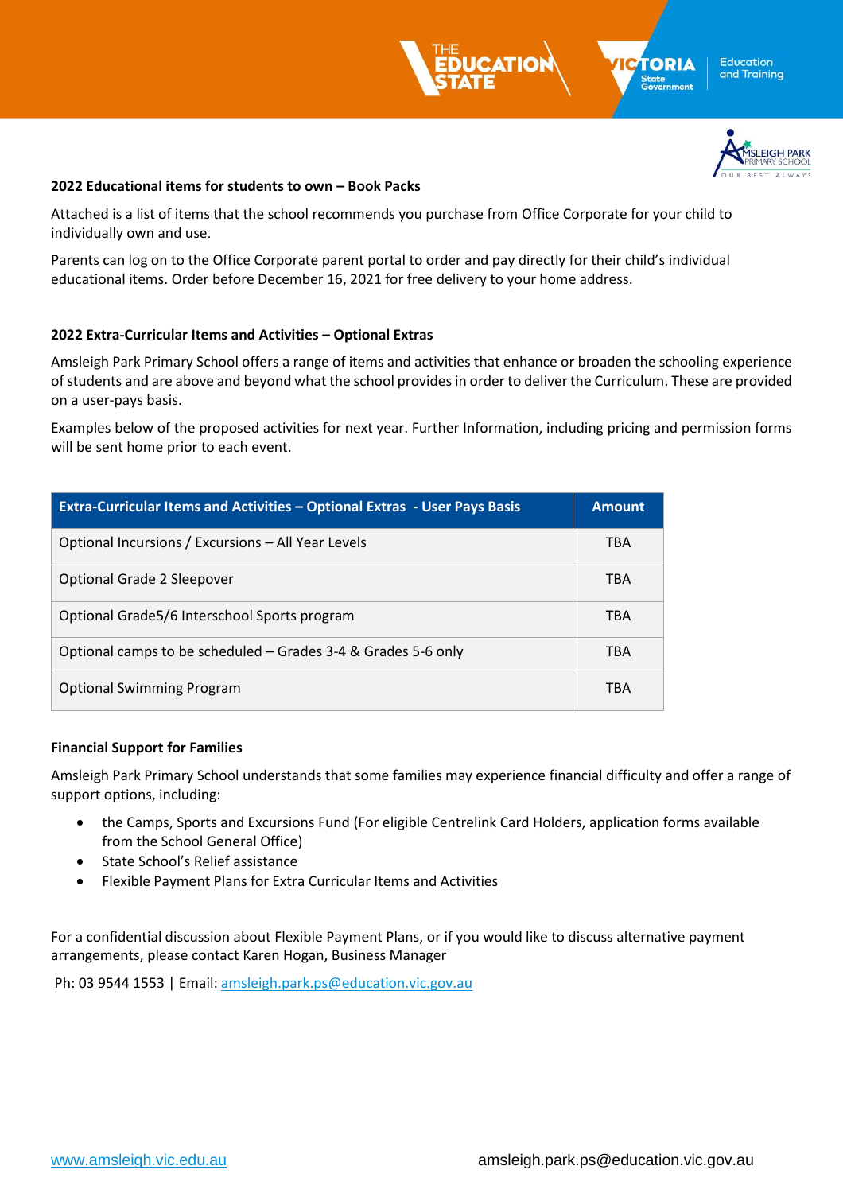**2022 Educational items for students to own – Book Packs**

Attached is a list of items that the school recommends you purchase from Office Corporate for your child to individually own and use.

Parents can log on to the Office Corporate parent portal to order and pay directly for their child's individual educational items. Order before December 16, 2021 for free delivery to your home address.

**2022 Extra-Curricular Items and Activities – Optional Extras**

Amsleigh Park Primary School offers a range of items and activities that enhance or broaden the schooling experience of students and are above and beyond what the school provides in order to deliver the Curriculum. These are provided on a user-pays basis.

Examples below of the proposed activities for next year. Further Information, including pricing and permission forms will be sent home prior to each event.

| Extra-Curricular Items and Activities – Optional Extras - User Pays Basis | Amount |
|---|---|
| Optional Incursions / Excursions – All Year Levels | TBA |
| Optional Grade 2 Sleepover | TBA |
| Optional Grade5/6 Interschool Sports program | TBA |
| Optional camps to be scheduled – Grades 3-4 & Grades 5-6 only | TBA |
| Optional Swimming Program | TBA |

**Financial Support for Families**

Amsleigh Park Primary School understands that some families may experience financial difficulty and offer a range of support options, including:

- the Camps, Sports and Excursions Fund (For eligible Centrelink Card Holders, application forms available from the School General Office)
- State School's Relief assistance
- Flexible Payment Plans for Extra Curricular Items and Activities

For a confidential discussion about Flexible Payment Plans, or if you would like to discuss alternative payment arrangements, please contact Karen Hogan, Business Manager

Ph: 03 9544 1553 | Email: amsleigh.park.ps@education.vic.gov.au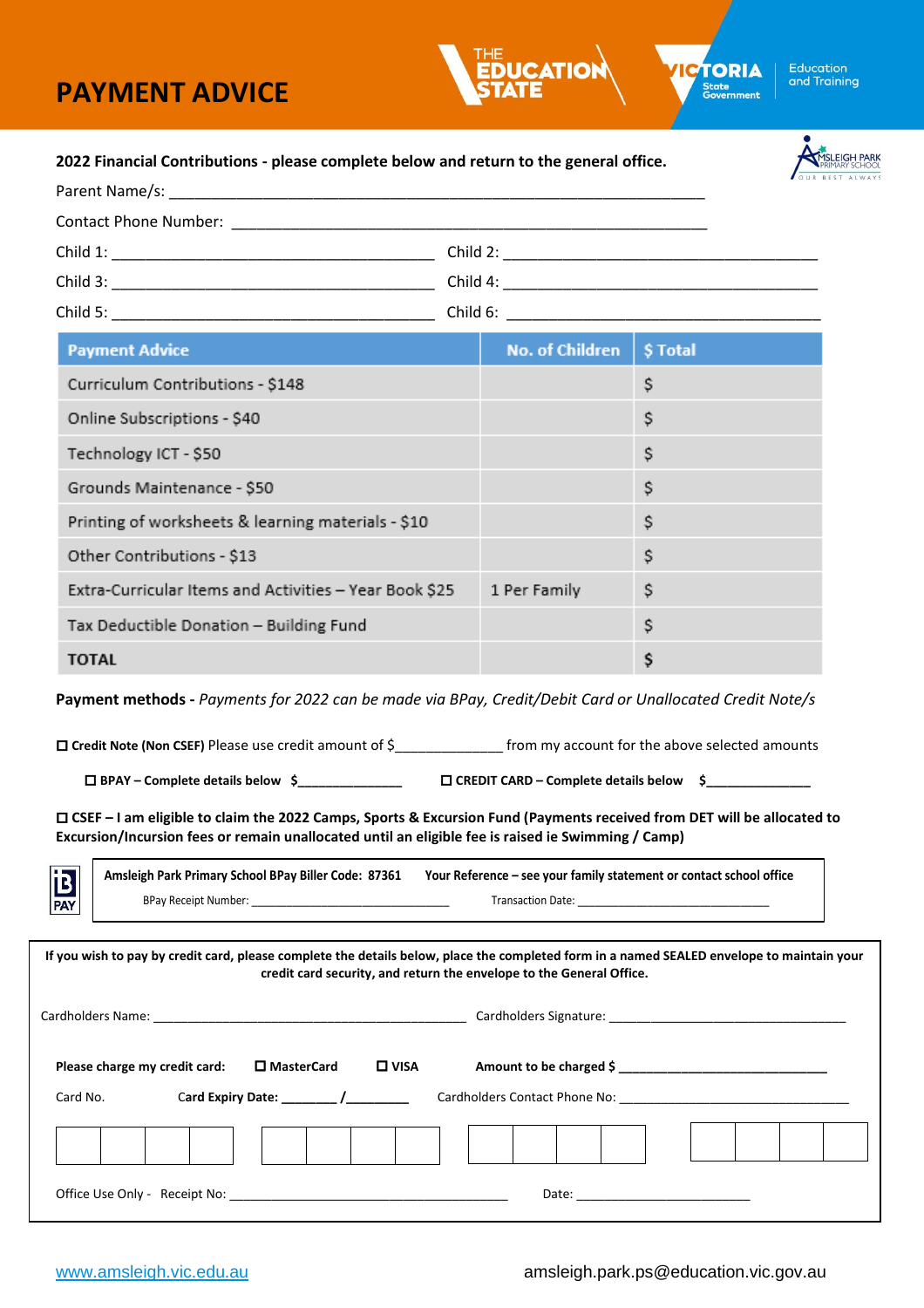# PAYMENT ADVICE

**2022 Financial Contributions - please complete below and return to the general office.**

Parent Name/s: ______________________________________________________________

Contact Phone Number: ________________________________________________________

Child 1: ______________________________________ Child 2: ______________________________________

Child 3: ______________________________________ Child 4: ______________________________________

Child 5: ______________________________________ Child 6: ______________________________________

| Payment Advice | No. of Children | $ Total |
|---|---|---|
| Curriculum Contributions - $148 | | $ |
| Online Subscriptions - $40 | | $ |
| Technology ICT - $50 | | $ |
| Grounds Maintenance - $50 | | $ |
| Printing of worksheets & learning materials - $10 | | $ |
| Other Contributions - $13 | | $ |
| Extra-Curricular Items and Activities – Year Book $25 | 1 Per Family | $ |
| Tax Deductible Donation – Building Fund | | $ |
| **TOTAL** | | $ |

**Payment methods -** *Payments for 2022 can be made via BPay, Credit/Debit Card or Unallocated Credit Note/s*

☐ **Credit Note (Non CSEF)** Please use credit amount of $______________ from my account for the above selected amounts

☐ **BPAY – Complete details below** $______________ ☐ **CREDIT CARD – Complete details below** $______________

☐ **CSEF – I am eligible to claim the 2022 Camps, Sports & Excursion Fund (Payments received from DET will be allocated to Excursion/Incursion fees or remain unallocated until an eligible fee is raised ie Swimming / Camp)**

**Amsleigh Park Primary School BPay Biller Code: 87361** **Your Reference – see your family statement or contact school office**

BPay Receipt Number: ______________________________ Transaction Date: ______________________________

**If you wish to pay by credit card, please complete the details below, place the completed form in a named SEALED envelope to maintain your credit card security, and return the envelope to the General Office.**

Cardholders Name: ____________________________________________ Cardholders Signature: __________________________________

**Please charge my credit card:** ☐ **MasterCard** ☐ **VISA** **Amount to be charged $** ______________________________

Card No. **Card Expiry Date:** ________ /________ Cardholders Contact Phone No: ________________________________

| | | | | | | | | | | | | | | | |
|---|---|---|---|---|---|---|---|---|---|---|---|---|---|---|---|
| | | | | | | | | | | | | | | | |

Office Use Only - Receipt No: ________________________________________ Date: _________________________

www.amsleigh.vic.edu.au amsleigh.park.ps@education.vic.gov.au